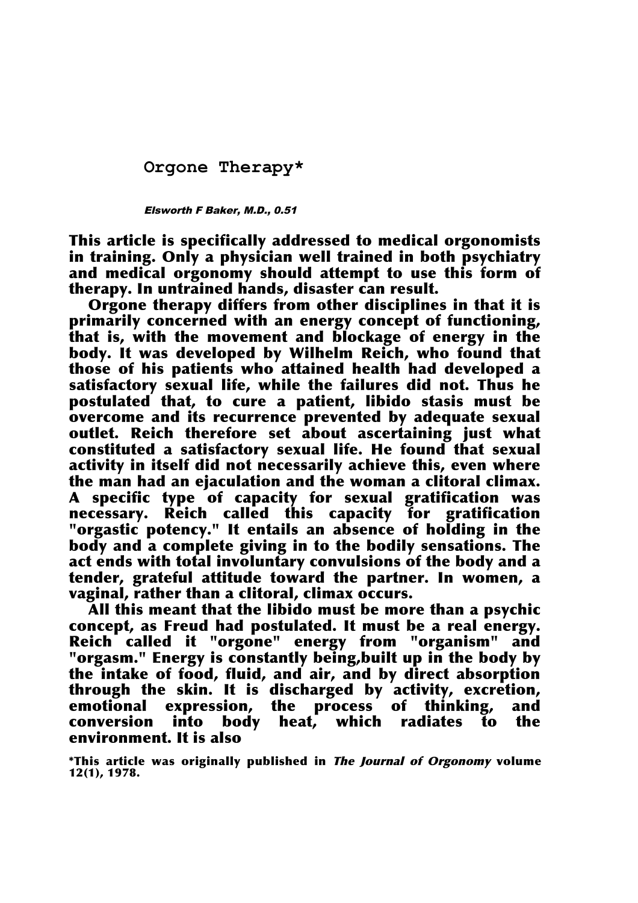# Orgone Therapy*

*Elsworth F Baker, M.D., 0.51*

**This article is specifically addressed to medical orgonomists in training. Only a physician well trained in both psychiatry and medical orgonomy should attempt to use this form of therapy. In untrained hands, disaster can result.**

**Orgone therapy differs from other disciplines in that it is primarily concerned with an energy concept of functioning, that is, with the movement and blockage of energy in the body. It was developed by Wilhelm Reich, who found that those of his patients who attained health had developed a satisfactory sexual life, while the failures did not. Thus he postulated that, to cure a patient, libido stasis must be overcome and its recurrence prevented by adequate sexual outlet. Reich therefore set about ascertaining just what constituted a satisfactory sexual life. He found that sexual activity in itself did not necessarily achieve this, even where the man had an ejaculation and the woman a clitoral climax. A specific type of capacity for sexual gratification was necessary. Reich called this capacity for gratification "orgastic potency." It entails an absence of holding in the body and a complete giving in to the bodily sensations. The act ends with total involuntary convulsions of the body and a tender, grateful attitude toward the partner. In women, a vaginal, rather than a clitoral, climax occurs.**

**All this meant that the libido must be more than a psychic concept, as Freud had postulated. It must be a real energy. Reich called it "orgone" energy from "organism" and "orgasm." Energy is constantly being,built up in the body by the intake of food, fluid, and air, and by direct absorption through the skin. It is discharged by activity, excretion, emotional expression, the process of thinking, and conversion into body heat, which radiates to the environment. It is also**

**\*This article was originally published in *The Journal of Orgonomy* volume 12(1), 1978.**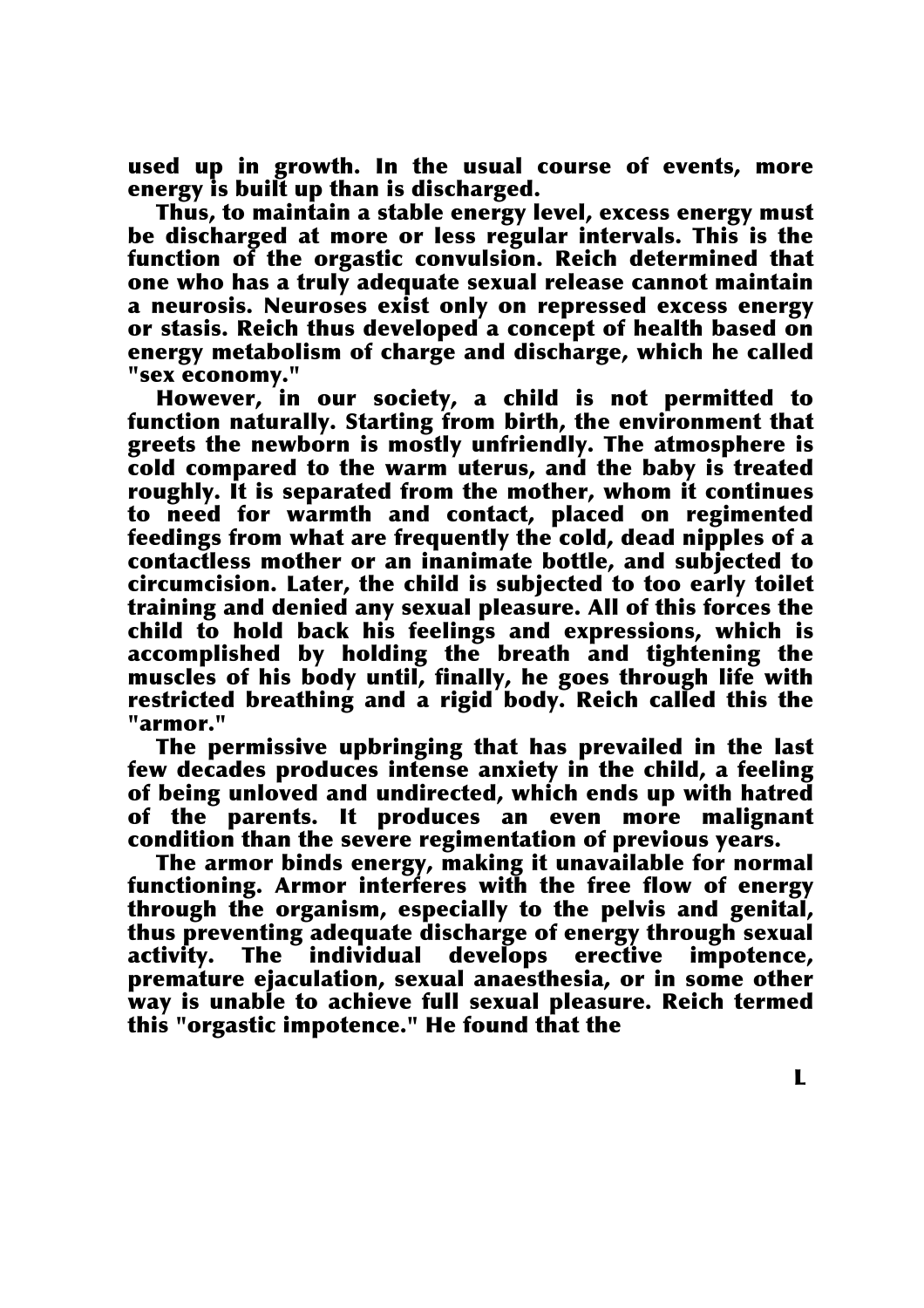used up in growth. In the usual course of events, more energy is built up than is discharged.

Thus, to maintain a stable energy level, excess energy must be discharged at more or less regular intervals. This is the function of the orgastic convulsion. Reich determined that one who has a truly adequate sexual release cannot maintain a neurosis. Neuroses exist only on repressed excess energy or stasis. Reich thus developed a concept of health based on energy metabolism of charge and discharge, which he called "sex economy."

However, in our society, a child is not permitted to function naturally. Starting from birth, the environment that greets the newborn is mostly unfriendly. The atmosphere is cold compared to the warm uterus, and the baby is treated roughly. It is separated from the mother, whom it continues to need for warmth and contact, placed on regimented feedings from what are frequently the cold, dead nipples of a contactless mother or an inanimate bottle, and subjected to circumcision. Later, the child is subjected to too early toilet training and denied any sexual pleasure. All of this forces the child to hold back his feelings and expressions, which is accomplished by holding the breath and tightening the muscles of his body until, finally, he goes through life with restricted breathing and a rigid body. Reich called this the "armor."

The permissive upbringing that has prevailed in the last few decades produces intense anxiety in the child, a feeling of being unloved and undirected, which ends up with hatred of the parents. It produces an even more malignant condition than the severe regimentation of previous years.

The armor binds energy, making it unavailable for normal functioning. Armor interferes with the free flow of energy through the organism, especially to the pelvis and genital, thus preventing adequate discharge of energy through sexual activity. The individual develops erective impotence, premature ejaculation, sexual anaesthesia, or in some other way is unable to achieve full sexual pleasure. Reich termed this "orgastic impotence." He found that the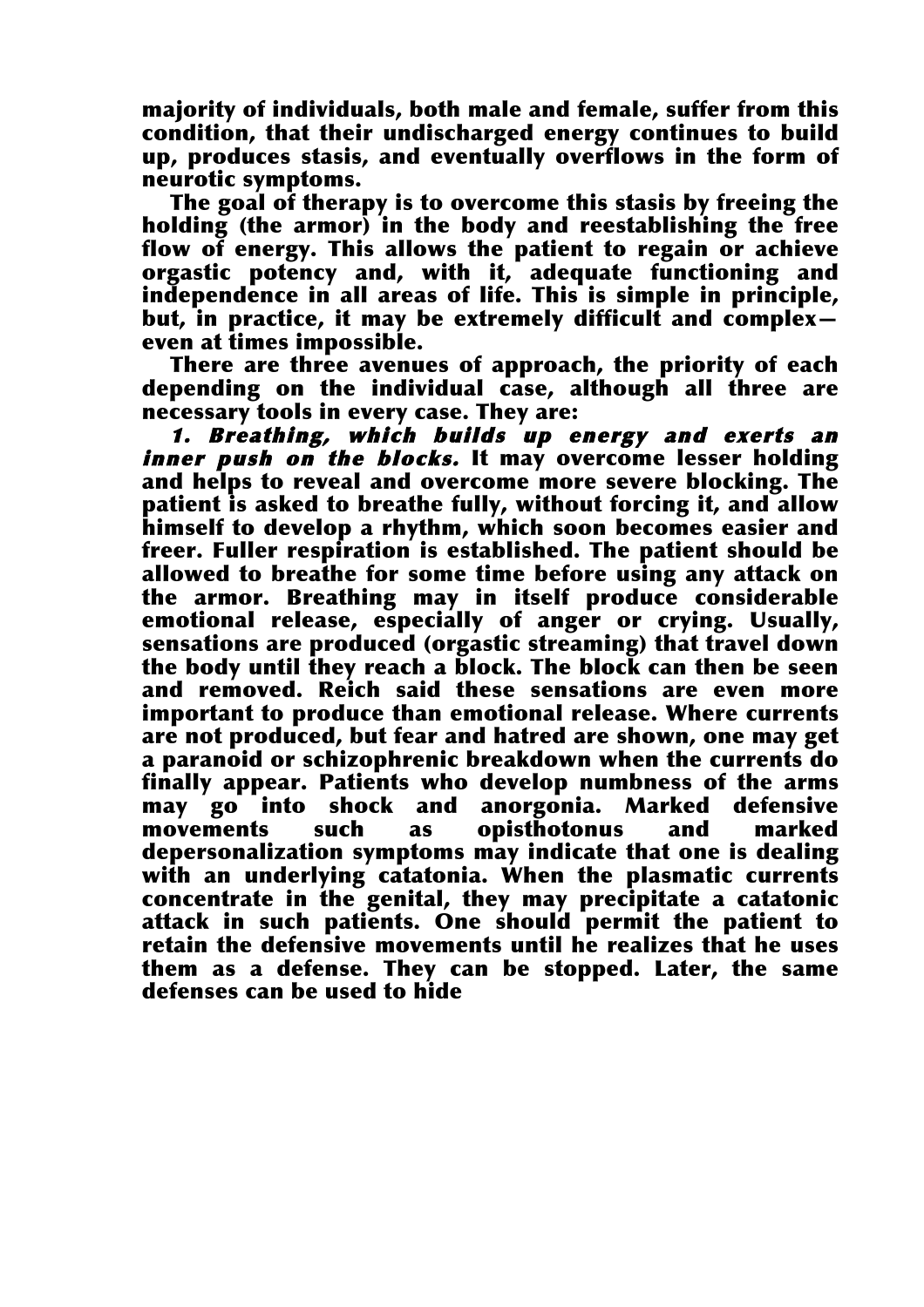majority of individuals, both male and female, suffer from this condition, that their undischarged energy continues to build up, produces stasis, and eventually overflows in the form of neurotic symptoms.

The goal of therapy is to overcome this stasis by freeing the holding (the armor) in the body and reestablishing the free flow of energy. This allows the patient to regain or achieve orgastic potency and, with it, adequate functioning and independence in all areas of life. This is simple in principle, but, in practice, it may be extremely difficult and complex—even at times impossible.

There are three avenues of approach, the priority of each depending on the individual case, although all three are necessary tools in every case. They are:

*1. Breathing, which builds up energy and exerts an inner push on the blocks.* It may overcome lesser holding and helps to reveal and overcome more severe blocking. The patient is asked to breathe fully, without forcing it, and allow himself to develop a rhythm, which soon becomes easier and freer. Fuller respiration is established. The patient should be allowed to breathe for some time before using any attack on the armor. Breathing may in itself produce considerable emotional release, especially of anger or crying. Usually, sensations are produced (orgastic streaming) that travel down the body until they reach a block. The block can then be seen and removed. Reich said these sensations are even more important to produce than emotional release. Where currents are not produced, but fear and hatred are shown, one may get a paranoid or schizophrenic breakdown when the currents do finally appear. Patients who develop numbness of the arms may go into shock and anorgonia. Marked defensive movements such as opisthotonus and marked depersonalization symptoms may indicate that one is dealing with an underlying catatonia. When the plasmatic currents concentrate in the genital, they may precipitate a catatonic attack in such patients. One should permit the patient to retain the defensive movements until he realizes that he uses them as a defense. They can be stopped. Later, the same defenses can be used to hide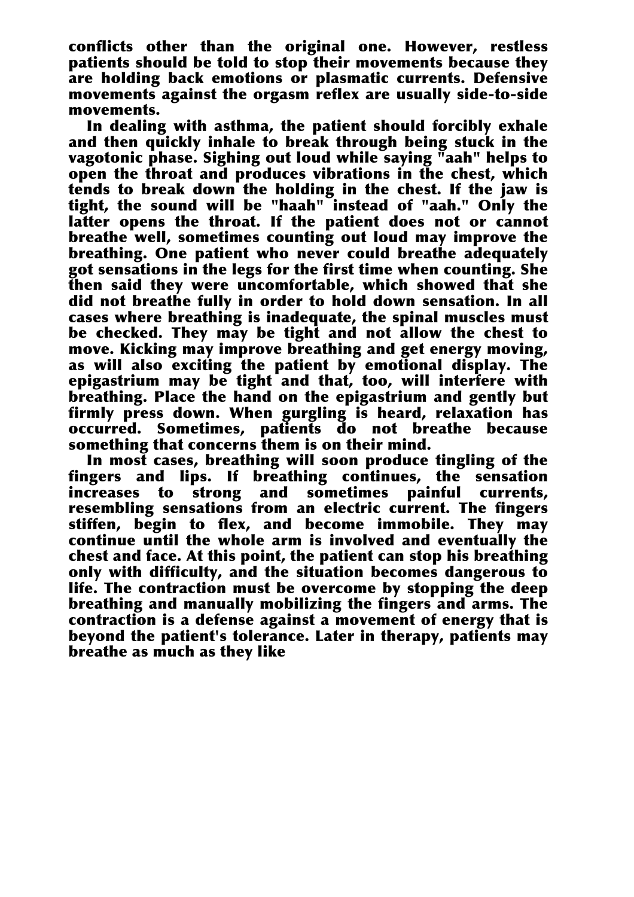conflicts other than the original one. However, restless patients should be told to stop their movements because they are holding back emotions or plasmatic currents. Defensive movements against the orgasm reflex are usually side-to-side movements.

In dealing with asthma, the patient should forcibly exhale and then quickly inhale to break through being stuck in the vagotonic phase. Sighing out loud while saying "aah" helps to open the throat and produces vibrations in the chest, which tends to break down the holding in the chest. If the jaw is tight, the sound will be "haah" instead of "aah." Only the latter opens the throat. If the patient does not or cannot breathe well, sometimes counting out loud may improve the breathing. One patient who never could breathe adequately got sensations in the legs for the first time when counting. She then said they were uncomfortable, which showed that she did not breathe fully in order to hold down sensation. In all cases where breathing is inadequate, the spinal muscles must be checked. They may be tight and not allow the chest to move. Kicking may improve breathing and get energy moving, as will also exciting the patient by emotional display. The epigastrium may be tight and that, too, will interfere with breathing. Place the hand on the epigastrium and gently but firmly press down. When gurgling is heard, relaxation has occurred. Sometimes, patients do not breathe because something that concerns them is on their mind.

In most cases, breathing will soon produce tingling of the fingers and lips. If breathing continues, the sensation increases to strong and sometimes painful currents, resembling sensations from an electric current. The fingers stiffen, begin to flex, and become immobile. They may continue until the whole arm is involved and eventually the chest and face. At this point, the patient can stop his breathing only with difficulty, and the situation becomes dangerous to life. The contraction must be overcome by stopping the deep breathing and manually mobilizing the fingers and arms. The contraction is a defense against a movement of energy that is beyond the patient's tolerance. Later in therapy, patients may breathe as much as they like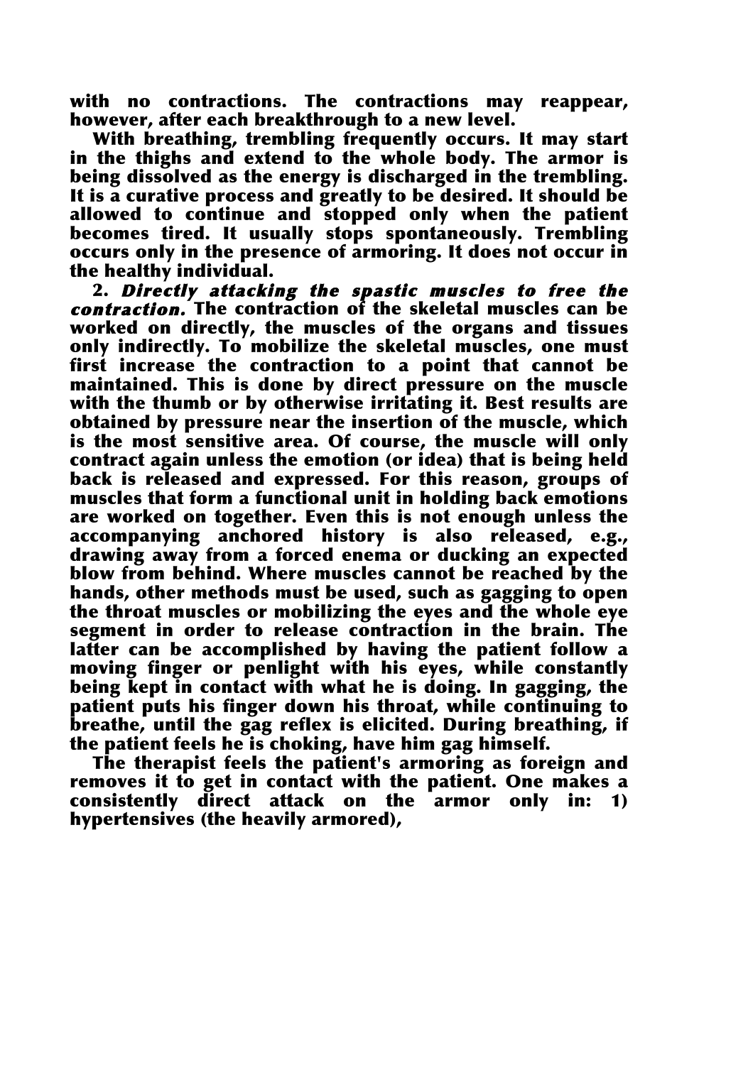with no contractions. The contractions may reappear, however, after each breakthrough to a new level.

With breathing, trembling frequently occurs. It may start in the thighs and extend to the whole body. The armor is being dissolved as the energy is discharged in the trembling. It is a curative process and greatly to be desired. It should be allowed to continue and stopped only when the patient becomes tired. It usually stops spontaneously. Trembling occurs only in the presence of armoring. It does not occur in the healthy individual.

2. *Directly attacking the spastic muscles to free the contraction.* The contraction of the skeletal muscles can be worked on directly, the muscles of the organs and tissues only indirectly. To mobilize the skeletal muscles, one must first increase the contraction to a point that cannot be maintained. This is done by direct pressure on the muscle with the thumb or by otherwise irritating it. Best results are obtained by pressure near the insertion of the muscle, which is the most sensitive area. Of course, the muscle will only contract again unless the emotion (or idea) that is being held back is released and expressed. For this reason, groups of muscles that form a functional unit in holding back emotions are worked on together. Even this is not enough unless the accompanying anchored history is also released, e.g., drawing away from a forced enema or ducking an expected blow from behind. Where muscles cannot be reached by the hands, other methods must be used, such as gagging to open the throat muscles or mobilizing the eyes and the whole eye segment in order to release contraction in the brain. The latter can be accomplished by having the patient follow a moving finger or penlight with his eyes, while constantly being kept in contact with what he is doing. In gagging, the patient puts his finger down his throat, while continuing to breathe, until the gag reflex is elicited. During breathing, if the patient feels he is choking, have him gag himself.

The therapist feels the patient's armoring as foreign and removes it to get in contact with the patient. One makes a consistently direct attack on the armor only in: 1) hypertensives (the heavily armored),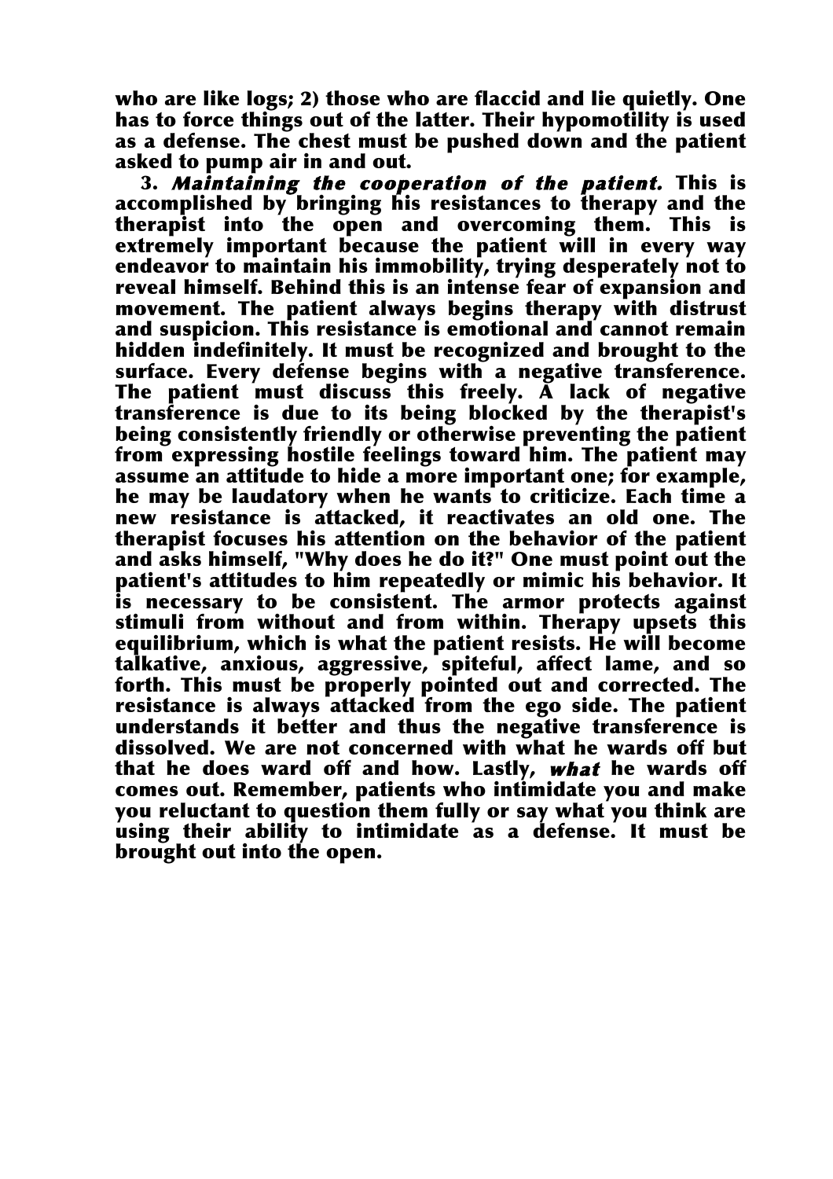who are like logs; 2) those who are flaccid and lie quietly. One has to force things out of the latter. Their hypomotility is used as a defense. The chest must be pushed down and the patient asked to pump air in and out.

3. ***Maintaining the cooperation of the patient.*** This is accomplished by bringing his resistances to therapy and the therapist into the open and overcoming them. This is extremely important because the patient will in every way endeavor to maintain his immobility, trying desperately not to reveal himself. Behind this is an intense fear of expansion and movement. The patient always begins therapy with distrust and suspicion. This resistance is emotional and cannot remain hidden indefinitely. It must be recognized and brought to the surface. Every defense begins with a negative transference. The patient must discuss this freely. A lack of negative transference is due to its being blocked by the therapist's being consistently friendly or otherwise preventing the patient from expressing hostile feelings toward him. The patient may assume an attitude to hide a more important one; for example, he may be laudatory when he wants to criticize. Each time a new resistance is attacked, it reactivates an old one. The therapist focuses his attention on the behavior of the patient and asks himself, "Why does he do it?" One must point out the patient's attitudes to him repeatedly or mimic his behavior. It is necessary to be consistent. The armor protects against stimuli from without and from within. Therapy upsets this equilibrium, which is what the patient resists. He will become talkative, anxious, aggressive, spiteful, affect lame, and so forth. This must be properly pointed out and corrected. The resistance is always attacked from the ego side. The patient understands it better and thus the negative transference is dissolved. We are not concerned with what he wards off but that he does ward off and how. Lastly, ***what*** he wards off comes out. Remember, patients who intimidate you and make you reluctant to question them fully or say what you think are using their ability to intimidate as a defense. It must be brought out into the open.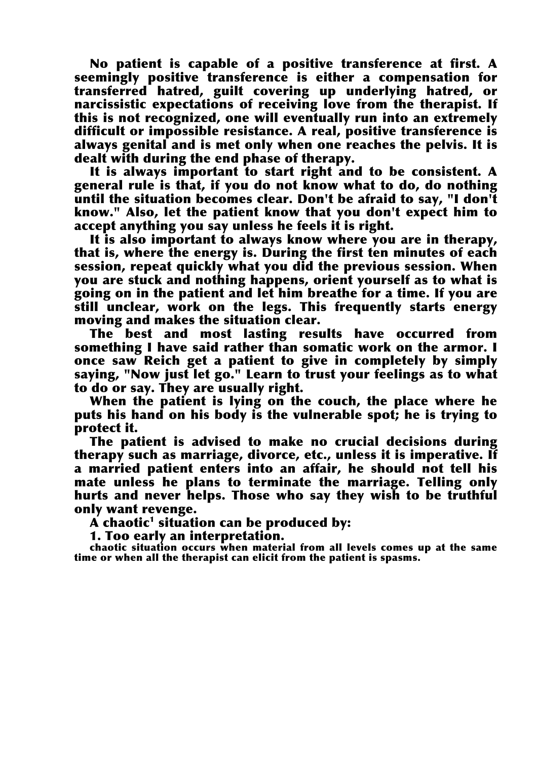No patient is capable of a positive transference at first. A seemingly positive transference is either a compensation for transferred hatred, guilt covering up underlying hatred, or narcissistic expectations of receiving love from the therapist. If this is not recognized, one will eventually run into an extremely difficult or impossible resistance. A real, positive transference is always genital and is met only when one reaches the pelvis. It is dealt with during the end phase of therapy.

It is always important to start right and to be consistent. A general rule is that, if you do not know what to do, do nothing until the situation becomes clear. Don't be afraid to say, "I don't know." Also, let the patient know that you don't expect him to accept anything you say unless he feels it is right.

It is also important to always know where you are in therapy, that is, where the energy is. During the first ten minutes of each session, repeat quickly what you did the previous session. When you are stuck and nothing happens, orient yourself as to what is going on in the patient and let him breathe for a time. If you are still unclear, work on the legs. This frequently starts energy moving and makes the situation clear.

The best and most lasting results have occurred from something I have said rather than somatic work on the armor. I once saw Reich get a patient to give in completely by simply saying, "Now just let go." Learn to trust your feelings as to what to do or say. They are usually right.

When the patient is lying on the couch, the place where he puts his hand on his body is the vulnerable spot; he is trying to protect it.

The patient is advised to make no crucial decisions during therapy such as marriage, divorce, etc., unless it is imperative. If a married patient enters into an affair, he should not tell his mate unless he plans to terminate the marriage. Telling only hurts and never helps. Those who say they wish to be truthful only want revenge.

A chaotic[1] situation can be produced by:

1. Too early an interpretation.

[1] chaotic situation occurs when material from all levels comes up at the same time or when all the therapist can elicit from the patient is spasms.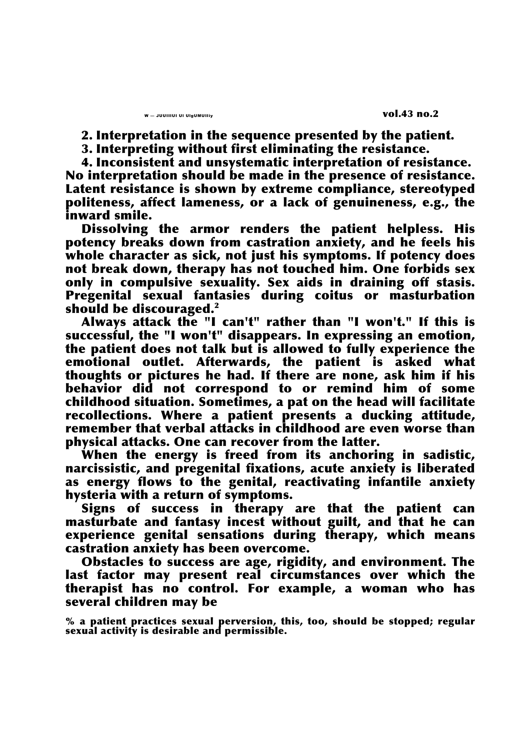2. Interpretation in the sequence presented by the patient.

3. Interpreting without first eliminating the resistance.

4. Inconsistent and unsystematic interpretation of resistance. No interpretation should be made in the presence of resistance. Latent resistance is shown by extreme compliance, stereotyped politeness, affect lameness, or a lack of genuineness, e.g., the inward smile.

Dissolving the armor renders the patient helpless. His potency breaks down from castration anxiety, and he feels his whole character as sick, not just his symptoms. If potency does not break down, therapy has not touched him. One forbids sex only in compulsive sexuality. Sex aids in draining off stasis. Pregenital sexual fantasies during coitus or masturbation should be discouraged.[2]

Always attack the "I can't" rather than "I won't." If this is successful, the "I won't" disappears. In expressing an emotion, the patient does not talk but is allowed to fully experience the emotional outlet. Afterwards, the patient is asked what thoughts or pictures he had. If there are none, ask him if his behavior did not correspond to or remind him of some childhood situation. Sometimes, a pat on the head will facilitate recollections. Where a patient presents a ducking attitude, remember that verbal attacks in childhood are even worse than physical attacks. One can recover from the latter.

When the energy is freed from its anchoring in sadistic, narcissistic, and pregenital fixations, acute anxiety is liberated as energy flows to the genital, reactivating infantile anxiety hysteria with a return of symptoms.

Signs of success in therapy are that the patient can masturbate and fantasy incest without guilt, and that he can experience genital sensations during therapy, which means castration anxiety has been overcome.

Obstacles to success are age, rigidity, and environment. The last factor may present real circumstances over which the therapist has no control. For example, a woman who has several children may be

% a patient practices sexual perversion, this, too, should be stopped; regular sexual activity is desirable and permissible.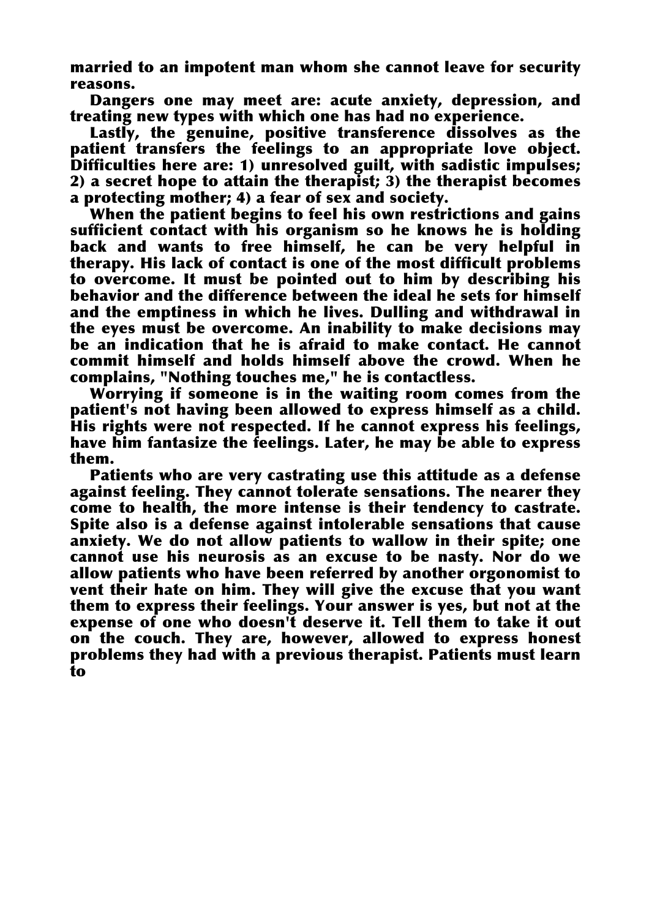married to an impotent man whom she cannot leave for security reasons.

Dangers one may meet are: acute anxiety, depression, and treating new types with which one has had no experience.

Lastly, the genuine, positive transference dissolves as the patient transfers the feelings to an appropriate love object. Difficulties here are: 1) unresolved guilt, with sadistic impulses; 2) a secret hope to attain the therapist; 3) the therapist becomes a protecting mother; 4) a fear of sex and society.

When the patient begins to feel his own restrictions and gains sufficient contact with his organism so he knows he is holding back and wants to free himself, he can be very helpful in therapy. His lack of contact is one of the most difficult problems to overcome. It must be pointed out to him by describing his behavior and the difference between the ideal he sets for himself and the emptiness in which he lives. Dulling and withdrawal in the eyes must be overcome. An inability to make decisions may be an indication that he is afraid to make contact. He cannot commit himself and holds himself above the crowd. When he complains, "Nothing touches me," he is contactless.

Worrying if someone is in the waiting room comes from the patient's not having been allowed to express himself as a child. His rights were not respected. If he cannot express his feelings, have him fantasize the feelings. Later, he may be able to express them.

Patients who are very castrating use this attitude as a defense against feeling. They cannot tolerate sensations. The nearer they come to health, the more intense is their tendency to castrate. Spite also is a defense against intolerable sensations that cause anxiety. We do not allow patients to wallow in their spite; one cannot use his neurosis as an excuse to be nasty. Nor do we allow patients who have been referred by another orgonomist to vent their hate on him. They will give the excuse that you want them to express their feelings. Your answer is yes, but not at the expense of one who doesn't deserve it. Tell them to take it out on the couch. They are, however, allowed to express honest problems they had with a previous therapist. Patients must learn to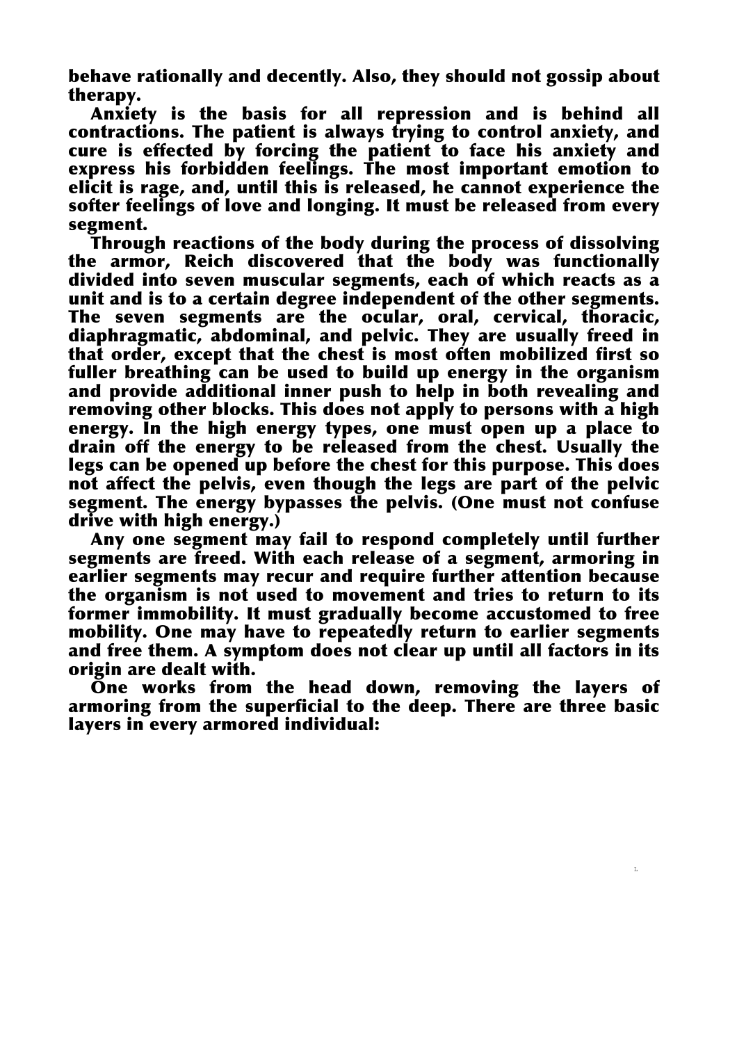behave rationally and decently. Also, they should not gossip about therapy.

Anxiety is the basis for all repression and is behind all contractions. The patient is always trying to control anxiety, and cure is effected by forcing the patient to face his anxiety and express his forbidden feelings. The most important emotion to elicit is rage, and, until this is released, he cannot experience the softer feelings of love and longing. It must be released from every segment.

Through reactions of the body during the process of dissolving the armor, Reich discovered that the body was functionally divided into seven muscular segments, each of which reacts as a unit and is to a certain degree independent of the other segments. The seven segments are the ocular, oral, cervical, thoracic, diaphragmatic, abdominal, and pelvic. They are usually freed in that order, except that the chest is most often mobilized first so fuller breathing can be used to build up energy in the organism and provide additional inner push to help in both revealing and removing other blocks. This does not apply to persons with a high energy. In the high energy types, one must open up a place to drain off the energy to be released from the chest. Usually the legs can be opened up before the chest for this purpose. This does not affect the pelvis, even though the legs are part of the pelvic segment. The energy bypasses the pelvis. (One must not confuse drive with high energy.)

Any one segment may fail to respond completely until further segments are freed. With each release of a segment, armoring in earlier segments may recur and require further attention because the organism is not used to movement and tries to return to its former immobility. It must gradually become accustomed to free mobility. One may have to repeatedly return to earlier segments and free them. A symptom does not clear up until all factors in its origin are dealt with.

One works from the head down, removing the layers of armoring from the superficial to the deep. There are three basic layers in every armored individual: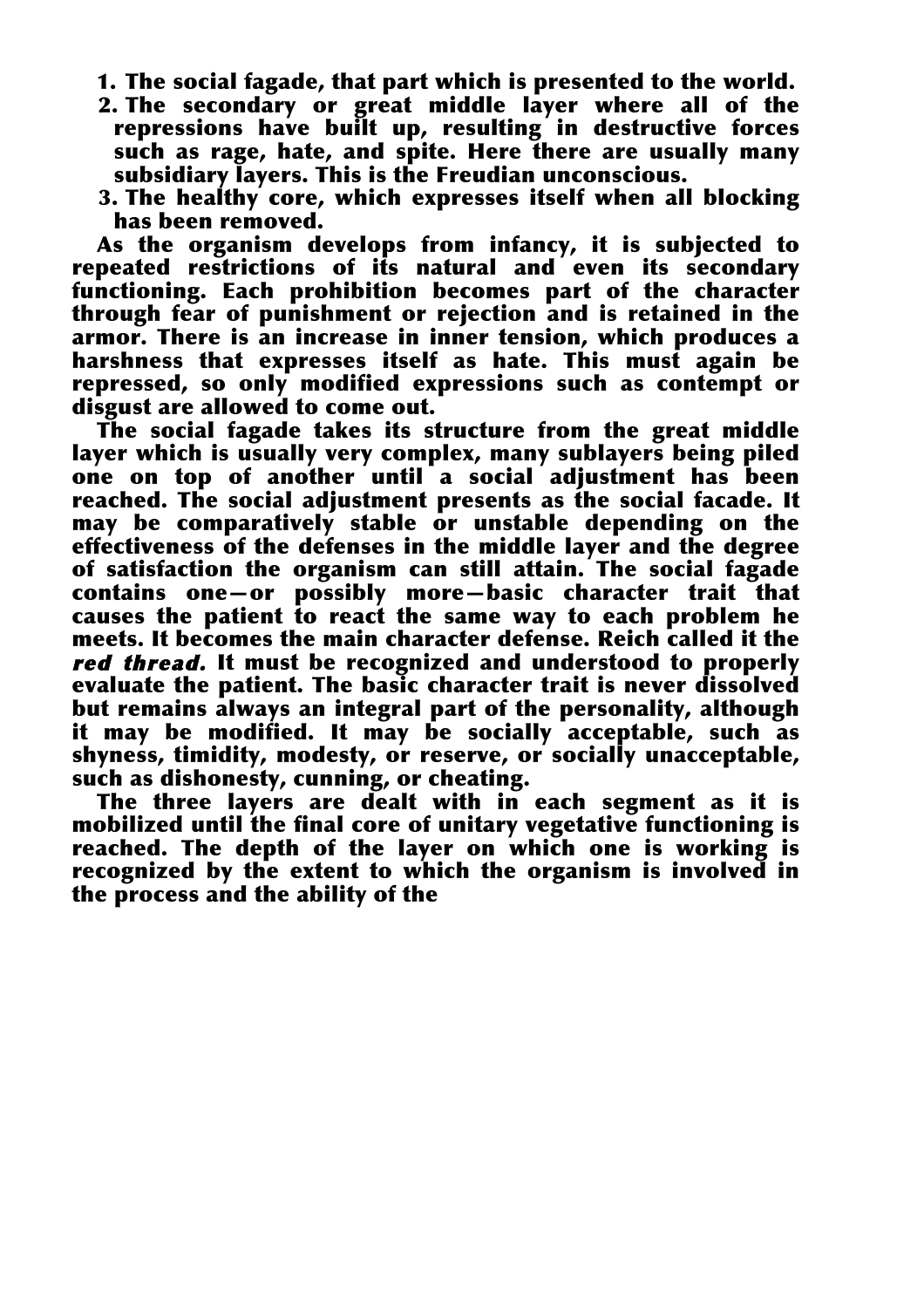1. The social façade, that part which is presented to the world.
2. The secondary or great middle layer where all of the repressions have built up, resulting in destructive forces such as rage, hate, and spite. Here there are usually many subsidiary layers. This is the Freudian unconscious.
3. The healthy core, which expresses itself when all blocking has been removed.

As the organism develops from infancy, it is subjected to repeated restrictions of its natural and even its secondary functioning. Each prohibition becomes part of the character through fear of punishment or rejection and is retained in the armor. There is an increase in inner tension, which produces a harshness that expresses itself as hate. This must again be repressed, so only modified expressions such as contempt or disgust are allowed to come out.

The social façade takes its structure from the great middle layer which is usually very complex, many sublayers being piled one on top of another until a social adjustment has been reached. The social adjustment presents as the social facade. It may be comparatively stable or unstable depending on the effectiveness of the defenses in the middle layer and the degree of satisfaction the organism can still attain. The social façade contains one—or possibly more—basic character trait that causes the patient to react the same way to each problem he meets. It becomes the main character defense. Reich called it the *red thread.* It must be recognized and understood to properly evaluate the patient. The basic character trait is never dissolved but remains always an integral part of the personality, although it may be modified. It may be socially acceptable, such as shyness, timidity, modesty, or reserve, or socially unacceptable, such as dishonesty, cunning, or cheating.

The three layers are dealt with in each segment as it is mobilized until the final core of unitary vegetative functioning is reached. The depth of the layer on which one is working is recognized by the extent to which the organism is involved in the process and the ability of the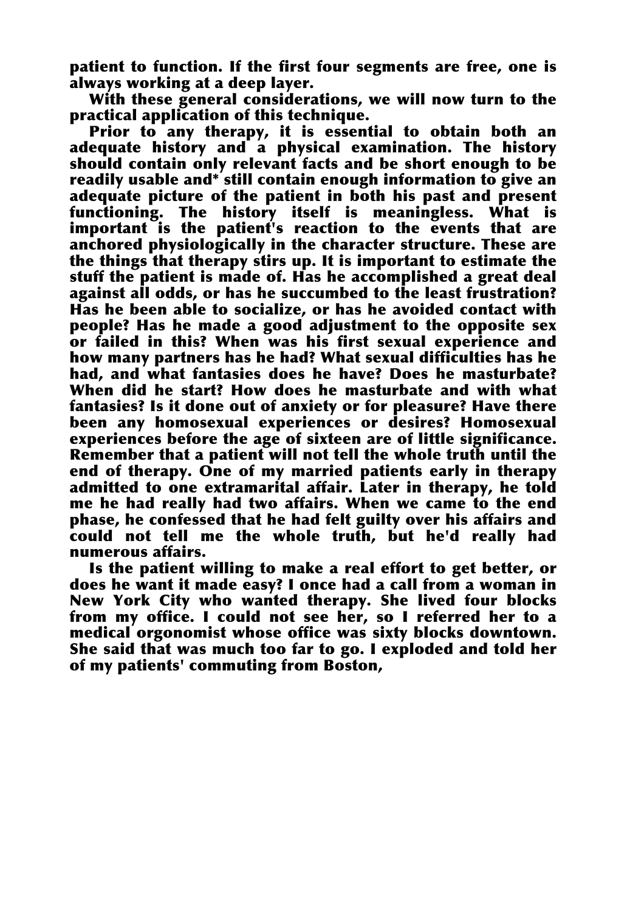patient to function. If the first four segments are free, one is always working at a deep layer.

With these general considerations, we will now turn to the practical application of this technique.

Prior to any therapy, it is essential to obtain both an adequate history and a physical examination. The history should contain only relevant facts and be short enough to be readily usable and* still contain enough information to give an adequate picture of the patient in both his past and present functioning. The history itself is meaningless. What is important is the patient's reaction to the events that are anchored physiologically in the character structure. These are the things that therapy stirs up. It is important to estimate the stuff the patient is made of. Has he accomplished a great deal against all odds, or has he succumbed to the least frustration? Has he been able to socialize, or has he avoided contact with people? Has he made a good adjustment to the opposite sex or failed in this? When was his first sexual experience and how many partners has he had? What sexual difficulties has he had, and what fantasies does he have? Does he masturbate? When did he start? How does he masturbate and with what fantasies? Is it done out of anxiety or for pleasure? Have there been any homosexual experiences or desires? Homosexual experiences before the age of sixteen are of little significance. Remember that a patient will not tell the whole truth until the end of therapy. One of my married patients early in therapy admitted to one extramarital affair. Later in therapy, he told me he had really had two affairs. When we came to the end phase, he confessed that he had felt guilty over his affairs and could not tell me the whole truth, but he'd really had numerous affairs.

Is the patient willing to make a real effort to get better, or does he want it made easy? I once had a call from a woman in New York City who wanted therapy. She lived four blocks from my office. I could not see her, so I referred her to a medical orgonomist whose office was sixty blocks downtown. She said that was much too far to go. I exploded and told her of my patients' commuting from Boston,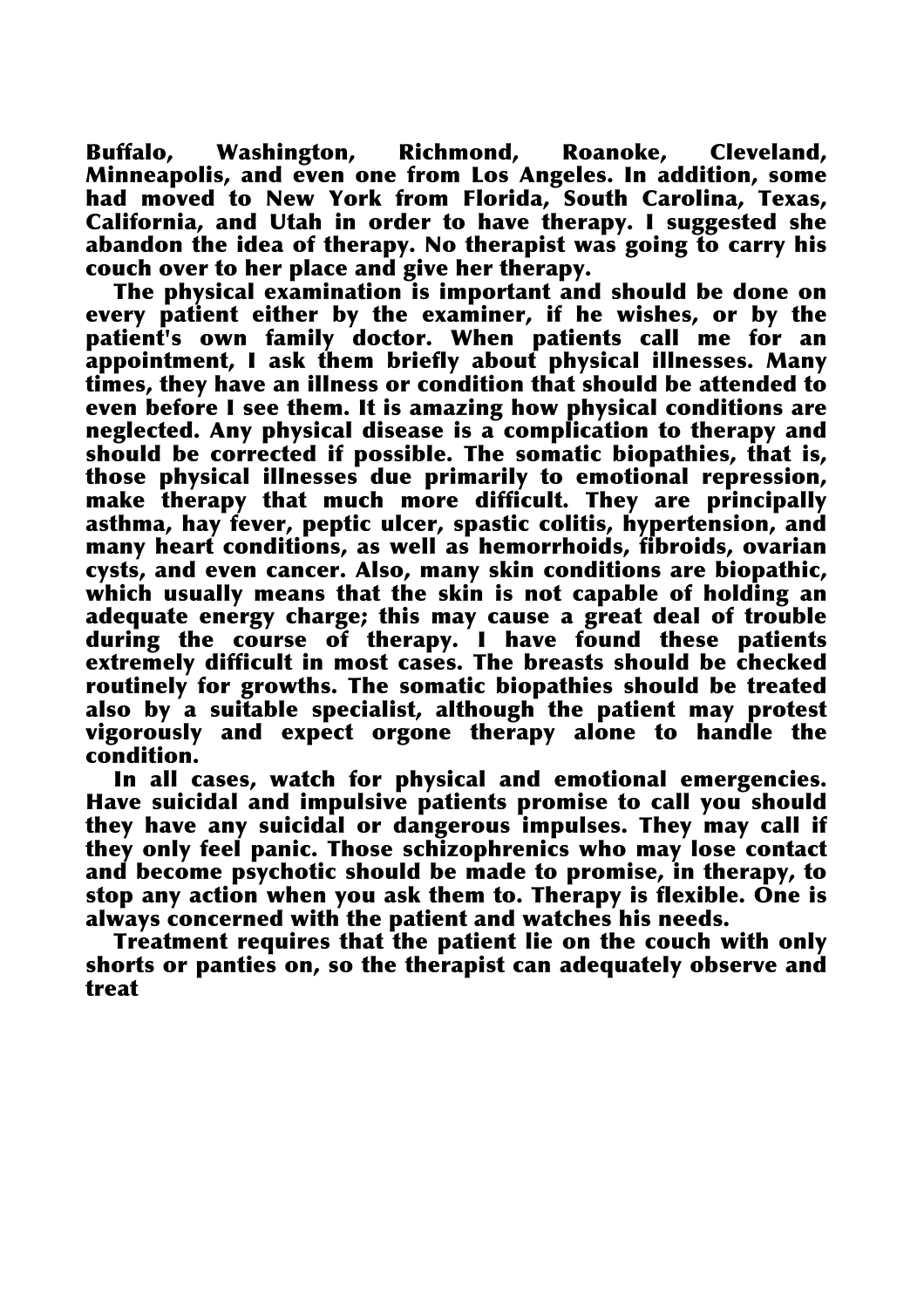Buffalo, Washington, Richmond, Roanoke, Cleveland, Minneapolis, and even one from Los Angeles. In addition, some had moved to New York from Florida, South Carolina, Texas, California, and Utah in order to have therapy. I suggested she abandon the idea of therapy. No therapist was going to carry his couch over to her place and give her therapy.

The physical examination is important and should be done on every patient either by the examiner, if he wishes, or by the patient's own family doctor. When patients call me for an appointment, I ask them briefly about physical illnesses. Many times, they have an illness or condition that should be attended to even before I see them. It is amazing how physical conditions are neglected. Any physical disease is a complication to therapy and should be corrected if possible. The somatic biopathies, that is, those physical illnesses due primarily to emotional repression, make therapy that much more difficult. They are principally asthma, hay fever, peptic ulcer, spastic colitis, hypertension, and many heart conditions, as well as hemorrhoids, fibroids, ovarian cysts, and even cancer. Also, many skin conditions are biopathic, which usually means that the skin is not capable of holding an adequate energy charge; this may cause a great deal of trouble during the course of therapy. I have found these patients extremely difficult in most cases. The breasts should be checked routinely for growths. The somatic biopathies should be treated also by a suitable specialist, although the patient may protest vigorously and expect orgone therapy alone to handle the condition.

In all cases, watch for physical and emotional emergencies. Have suicidal and impulsive patients promise to call you should they have any suicidal or dangerous impulses. They may call if they only feel panic. Those schizophrenics who may lose contact and become psychotic should be made to promise, in therapy, to stop any action when you ask them to. Therapy is flexible. One is always concerned with the patient and watches his needs.

Treatment requires that the patient lie on the couch with only shorts or panties on, so the therapist can adequately observe and treat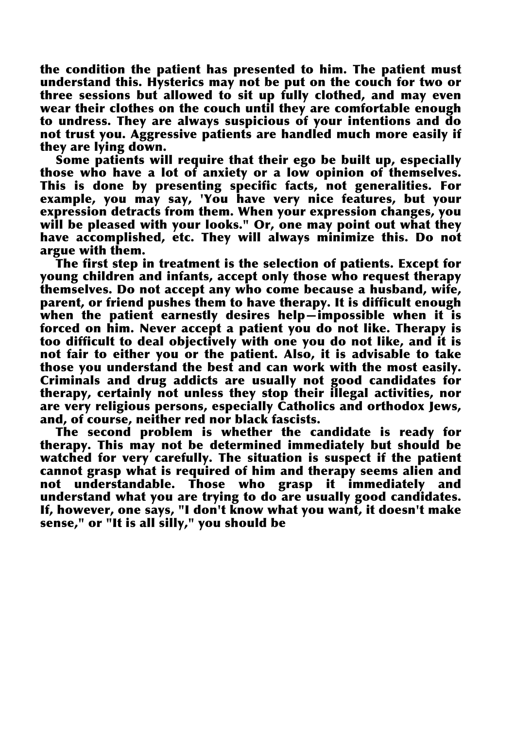the condition the patient has presented to him. The patient must understand this. Hysterics may not be put on the couch for two or three sessions but allowed to sit up fully clothed, and may even wear their clothes on the couch until they are comfortable enough to undress. They are always suspicious of your intentions and do not trust you. Aggressive patients are handled much more easily if they are lying down.

Some patients will require that their ego be built up, especially those who have a lot of anxiety or a low opinion of themselves. This is done by presenting specific facts, not generalities. For example, you may say, 'You have very nice features, but your expression detracts from them. When your expression changes, you will be pleased with your looks." Or, one may point out what they have accomplished, etc. They will always minimize this. Do not argue with them.

The first step in treatment is the selection of patients. Except for young children and infants, accept only those who request therapy themselves. Do not accept any who come because a husband, wife, parent, or friend pushes them to have therapy. It is difficult enough when the patient earnestly desires help—impossible when it is forced on him. Never accept a patient you do not like. Therapy is too difficult to deal objectively with one you do not like, and it is not fair to either you or the patient. Also, it is advisable to take those you understand the best and can work with the most easily. Criminals and drug addicts are usually not good candidates for therapy, certainly not unless they stop their illegal activities, nor are very religious persons, especially Catholics and orthodox Jews, and, of course, neither red nor black fascists.

The second problem is whether the candidate is ready for therapy. This may not be determined immediately but should be watched for very carefully. The situation is suspect if the patient cannot grasp what is required of him and therapy seems alien and not understandable. Those who grasp it immediately and understand what you are trying to do are usually good candidates. If, however, one says, "I don't know what you want, it doesn't make sense," or "It is all silly," you should be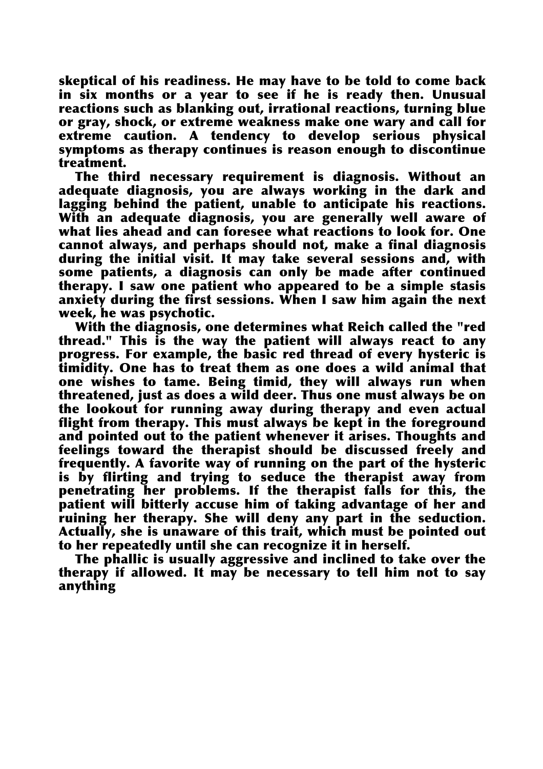skeptical of his readiness. He may have to be told to come back in six months or a year to see if he is ready then. Unusual reactions such as blanking out, irrational reactions, turning blue or gray, shock, or extreme weakness make one wary and call for extreme caution. A tendency to develop serious physical symptoms as therapy continues is reason enough to discontinue treatment.

The third necessary requirement is diagnosis. Without an adequate diagnosis, you are always working in the dark and lagging behind the patient, unable to anticipate his reactions. With an adequate diagnosis, you are generally well aware of what lies ahead and can foresee what reactions to look for. One cannot always, and perhaps should not, make a final diagnosis during the initial visit. It may take several sessions and, with some patients, a diagnosis can only be made after continued therapy. I saw one patient who appeared to be a simple stasis anxiety during the first sessions. When I saw him again the next week, he was psychotic.

With the diagnosis, one determines what Reich called the "red thread." This is the way the patient will always react to any progress. For example, the basic red thread of every hysteric is timidity. One has to treat them as one does a wild animal that one wishes to tame. Being timid, they will always run when threatened, just as does a wild deer. Thus one must always be on the lookout for running away during therapy and even actual flight from therapy. This must always be kept in the foreground and pointed out to the patient whenever it arises. Thoughts and feelings toward the therapist should be discussed freely and frequently. A favorite way of running on the part of the hysteric is by flirting and trying to seduce the therapist away from penetrating her problems. If the therapist falls for this, the patient will bitterly accuse him of taking advantage of her and ruining her therapy. She will deny any part in the seduction. Actually, she is unaware of this trait, which must be pointed out to her repeatedly until she can recognize it in herself.

The phallic is usually aggressive and inclined to take over the therapy if allowed. It may be necessary to tell him not to say anything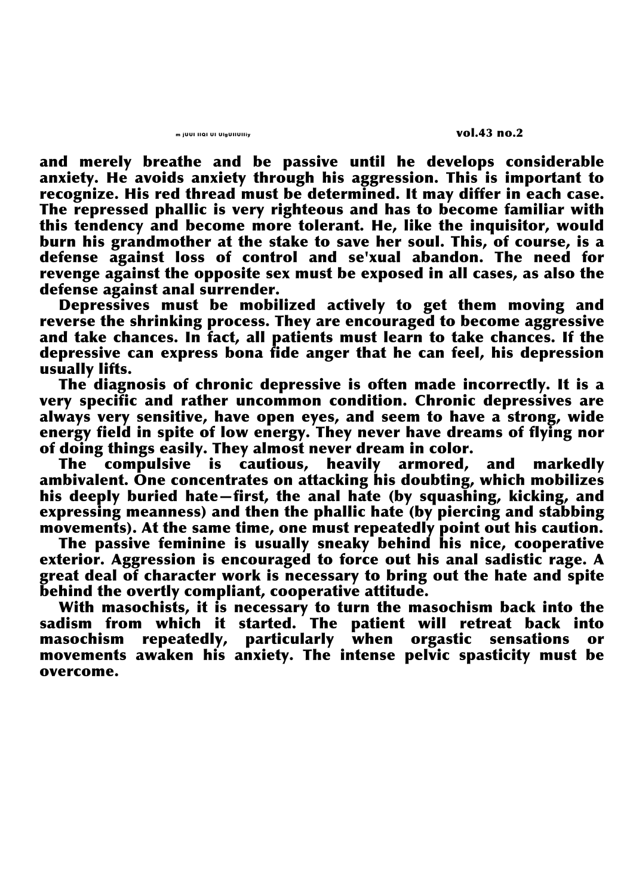and merely breathe and be passive until he develops considerable anxiety. He avoids anxiety through his aggression. This is important to recognize. His red thread must be determined. It may differ in each case. The repressed phallic is very righteous and has to become familiar with this tendency and become more tolerant. He, like the inquisitor, would burn his grandmother at the stake to save her soul. This, of course, is a defense against loss of control and se'xual abandon. The need for revenge against the opposite sex must be exposed in all cases, as also the defense against anal surrender.

Depressives must be mobilized actively to get them moving and reverse the shrinking process. They are encouraged to become aggressive and take chances. In fact, all patients must learn to take chances. If the depressive can express bona fide anger that he can feel, his depression usually lifts.

The diagnosis of chronic depressive is often made incorrectly. It is a very specific and rather uncommon condition. Chronic depressives are always very sensitive, have open eyes, and seem to have a strong, wide energy field in spite of low energy. They never have dreams of flying nor of doing things easily. They almost never dream in color.

The compulsive is cautious, heavily armored, and markedly ambivalent. One concentrates on attacking his doubting, which mobilizes his deeply buried hate—first, the anal hate (by squashing, kicking, and expressing meanness) and then the phallic hate (by piercing and stabbing movements). At the same time, one must repeatedly point out his caution.

The passive feminine is usually sneaky behind his nice, cooperative exterior. Aggression is encouraged to force out his anal sadistic rage. A great deal of character work is necessary to bring out the hate and spite behind the overtly compliant, cooperative attitude.

With masochists, it is necessary to turn the masochism back into the sadism from which it started. The patient will retreat back into masochism repeatedly, particularly when orgastic sensations or movements awaken his anxiety. The intense pelvic spasticity must be overcome.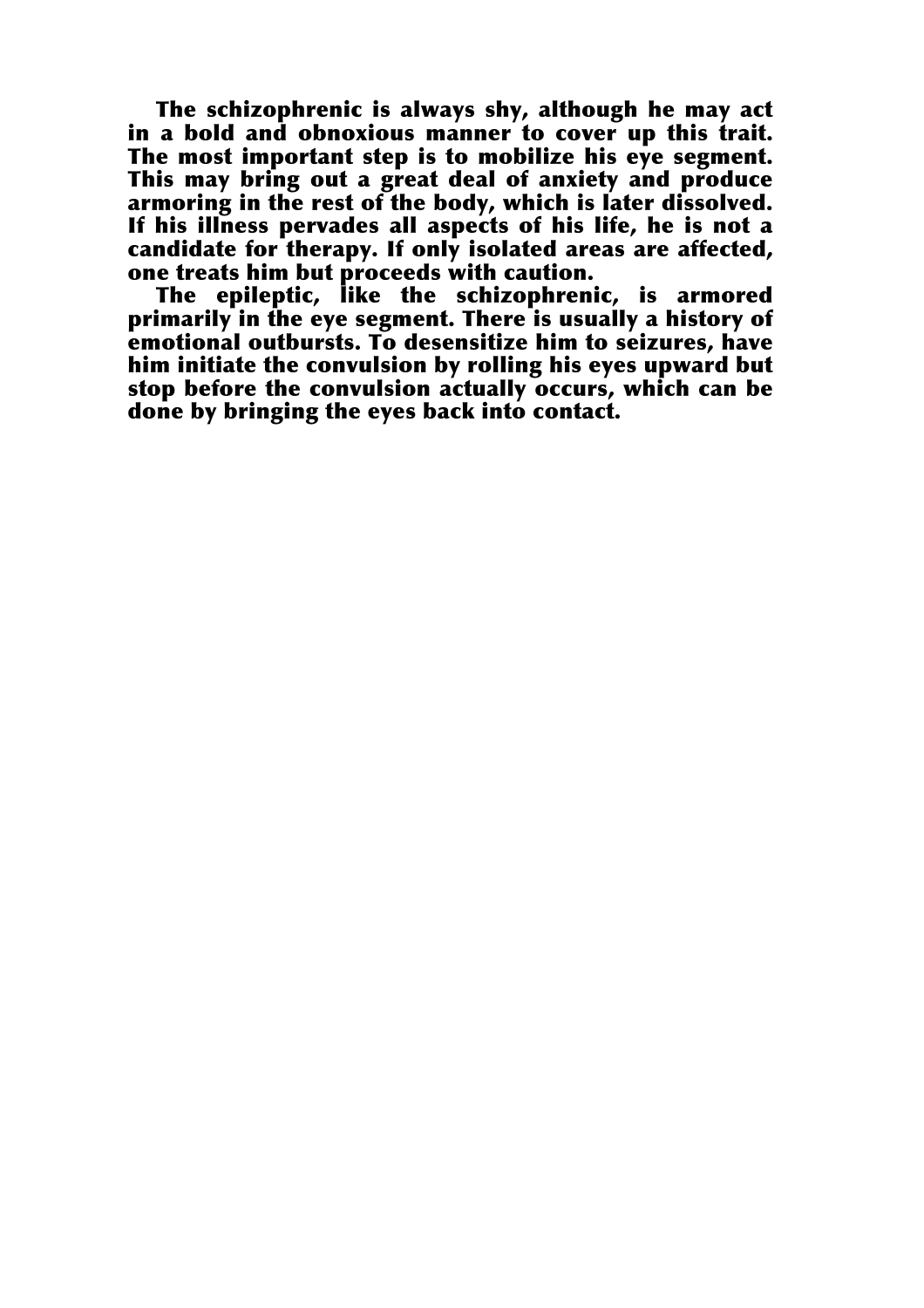The schizophrenic is always shy, although he may act in a bold and obnoxious manner to cover up this trait. The most important step is to mobilize his eye segment. This may bring out a great deal of anxiety and produce armoring in the rest of the body, which is later dissolved. If his illness pervades all aspects of his life, he is not a candidate for therapy. If only isolated areas are affected, one treats him but proceeds with caution.

The epileptic, like the schizophrenic, is armored primarily in the eye segment. There is usually a history of emotional outbursts. To desensitize him to seizures, have him initiate the convulsion by rolling his eyes upward but stop before the convulsion actually occurs, which can be done by bringing the eyes back into contact.